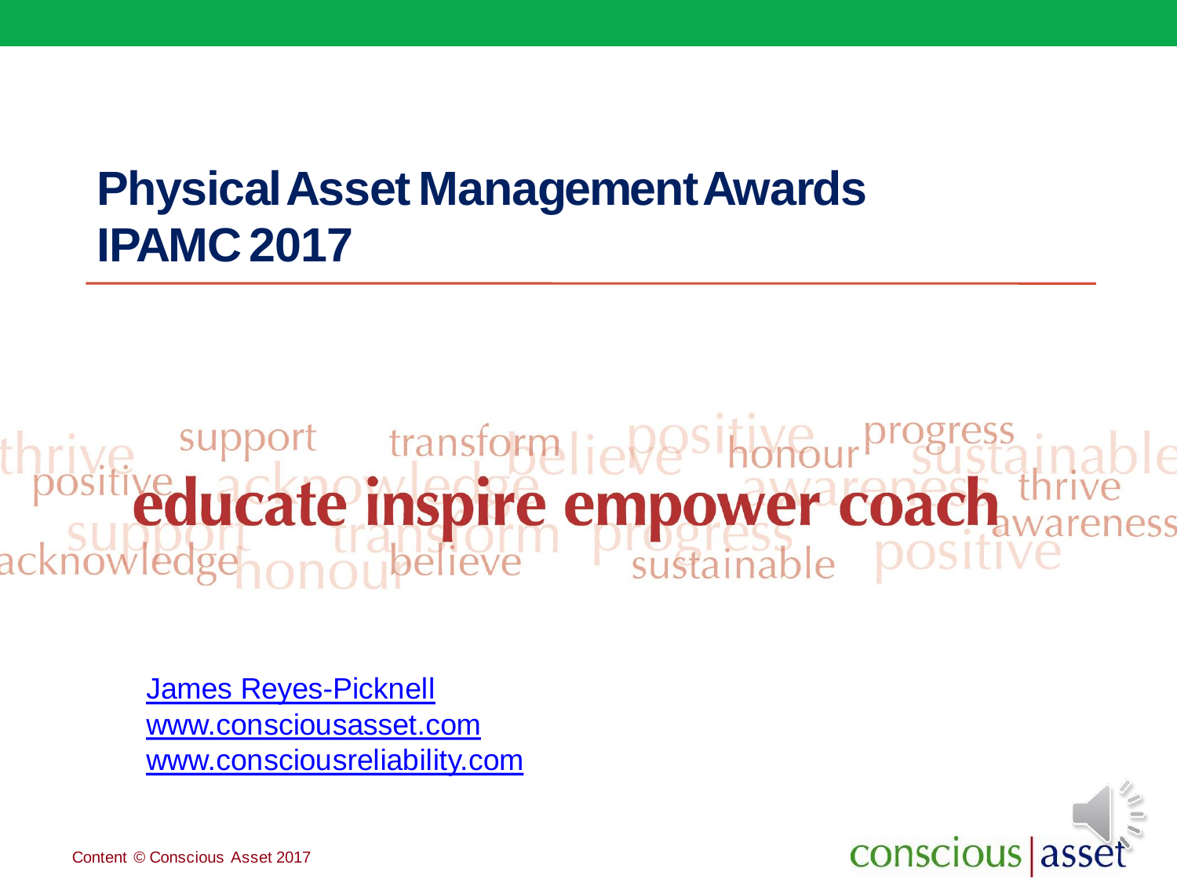# Physical Asset Management Awards IPAMC 2017

educate inspire empower coach

[James Reyes-Picknell](James Reyes-Picknell)
[www.consciousasset.com](www.consciousasset.com)
[www.consciousreliability.com](www.consciousreliability.com)

Content © Conscious Asset 2017

conscious | asset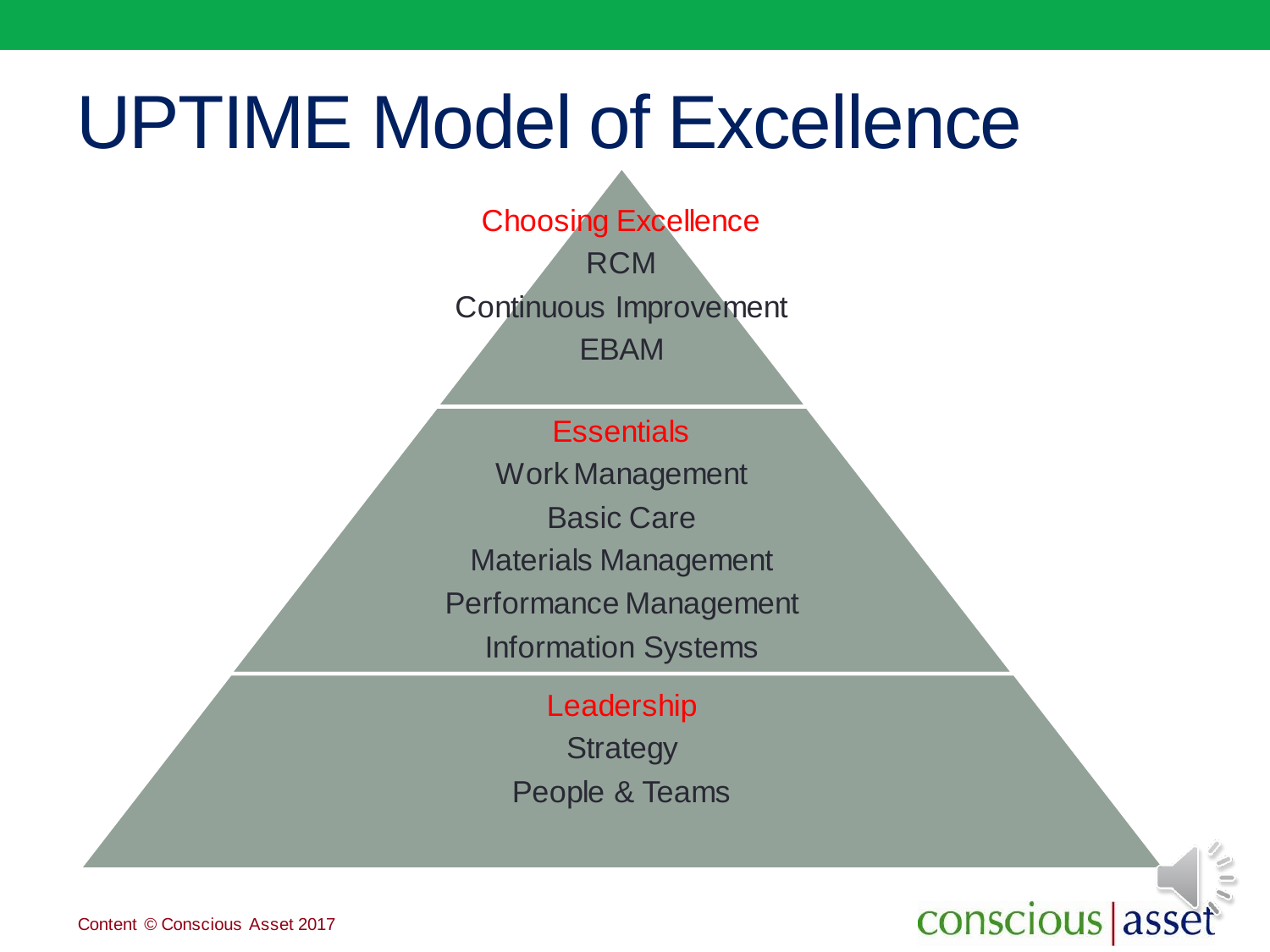# UPTIME Model of Excellence

Choosing Excellence

RCM

Continuous Improvement

EBAM

Essentials

Work Management

Basic Care

Materials Management

Performance Management

Information Systems

Leadership

Strategy

People & Teams

Content © Conscious Asset 2017

conscious | asset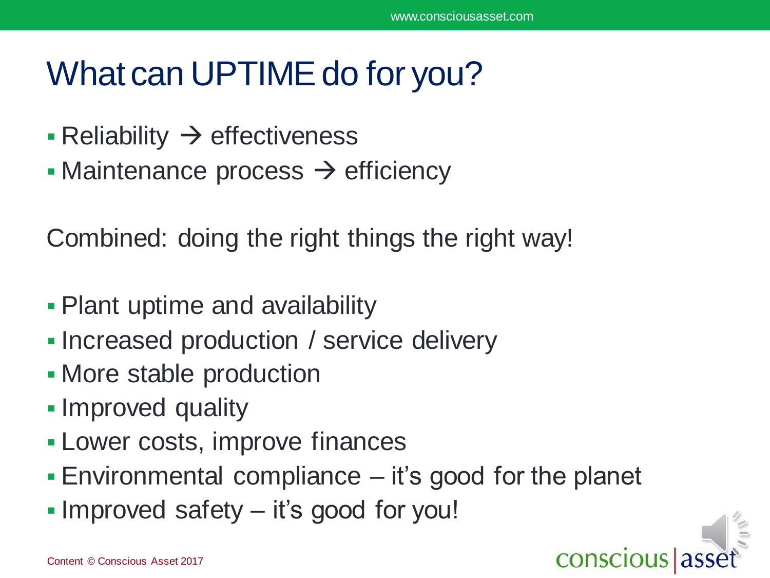# What can UPTIME do for you?

- Reliability → effectiveness
- Maintenance process → efficiency

Combined: doing the right things the right way!

- Plant uptime and availability
- Increased production / service delivery
- More stable production
- Improved quality
- Lower costs, improve finances
- Environmental compliance – it's good for the planet
- Improved safety – it's good for you!

Content © Conscious Asset 2017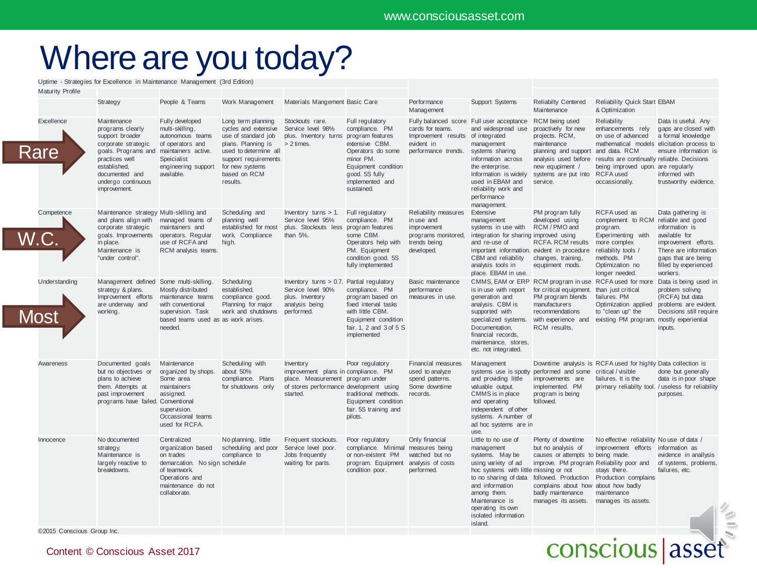# Where are you today?

Uptime - Strategies for Excellence in Maintenance Management (3rd Edition)

Maturity Profile

| | | Strategy | People & Teams | Work Management | Materials Mangement | Basic Care | Performance Management | Support Systems | Reliabilty Centered Maintenance | Reliability Quick Start & Optimization | EBAM |
|---|---|---|---|---|---|---|---|---|---|---|---|
| Excellence | Rare | Maintenance programs clearly support broader corporate strategic goals. Programs and practices well established, documented and undergo continuous improvement. | Fully developed multi-skilling, autonomous teams of operators and maintainers active. Speicialist engineering support available. | Long term planning cycles and extensive use of standard job plans. Planning is used to determine all support requirements for new systems based on RCM results. | Stockouts rare. Service level 98% plus. Inventory turns > 2 times. | Full regulatory compliance. PM program features extensive CBM. Operators do some minor PM. Equipment condition good. 5S fully implemented and sustained. | Fully balanced score cards for teams. Improvement results evident in performance trends. | Full user acceptance and widespread use of integrated management systems sharing information across the enterprise. Information is widely used in EBAM and reliability work and performance management. | RCM being used proactively for new projects. RCM, maintenance planning and support analysis used before new equipment / systems are put into service. | Reliability enhancements rely on use of advanced mathematical models and data. RCM results are continually being improved upon. RCFA used occassionally. | Data is useful. Any gaps are closed with a formal knowledge elicitation process to ensure information is reliable. Decisions are regularly informed with trustworthy evidence. |
| Competence | W.C. | Maintenance strategy and plans align with corporate strategic goals. Improvements in place. Maintenance is "under control". | Multi-skilling and managed teams of maintainers and operators. Regular use of RCFA and RCM analysis teams. | Scheduling and planning well established for most work. Compliance high. | Inventory turns > 1. Service level 95% plus. Stockouts less than 5%. | Full regulatory compliance. PM program features some CBM. Operators help with PM. Equipment condition good. 5S fully implemented | Reliability measures in use and improvement programs monitored, trends being developed. | Extensive management systems in use with integration for sharing and re-use of important information. CBM and reliability analysis tools in place. EBAM in use. | PM program fully developed using RCM / PMO and improved using RCFA. RCM results evident in procedure changes, training, equipment mods. | RCFA used as complement to RCM program. Experimenting with more complex reliability tools / methods. PM Optimization no longer needed. | Data gathering is reliable and good information is available for improvement efforts. There are information gaps that are being filled by experienced workers. |
| Understanding | Most | Management defined strategy & plans. Improvement efforts are underway and working. | Some multi-skilling. Mostly distributed maintenance teams with conventional supervision. Task based teams used as needed. | Scheduling established, compliance good. Planning for major work and shutdowns as work arises. | Inventory turns > 0.7. Service level 90% plus. Inventory analysis being performed. | Partial regulatory compliance. PM program based on fixed interval tasks with little CBM. Equipment condition fair. 1, 2 and 3 of 5 S implemented | Basic maintenance performance measures in use. | CMMS, EAM or ERP is in use with report generation and analysis. CBM is supported with specialized systems. Documentation, financial records, maintenance, stores, etc. not integrated. | RCM program in use for critical equipment. PM program blends manufacturers recommendations with experience and RCM resullts, | RCFA used for more than just critical failures. PM Optimization applied to "clean up" the existing PM program. | Data is being used in problem solivng (RCFA) but data problems are evident. Decisions still require mostly experiential inputs. |
| Awareness | | Documented goals but no objectives or plans to achieve them. Attempts at past improvement programs have failed. | Maintenance organized by shops. Some area maintainers assigned. Conventional supervision. Occassional teams used for RCFA. | Scheduling with about 50% compliance. Plans for shutdowns only | Inventory improvement plans in place. Measurement of stores performance started. | Poor regulatory compliance. PM program under development using traditional methods. Equipment condition fair. 5S training and pilots. | Financial measures used to analyze spend patterns. Some downtime records. | Management systems use is spotty and providing little valuable output. CMMS is in place and operating independent of other systems. A number of ad hoc systems are in use. | Downtime analysis is performed and some improvements are implemented. PM program is being followed. | RCFA used for highly critical / visible failures. It is the primary reliabilty tool. | Data collection is done but generally data is in poor shape / useless for reliability purposes. |
| Innocence | | No documented strategy. Maintenance is largely reactive to breakdowns. | Centralized organization based on trades demarcation. No sign of teamwork. Operations and maintenance do not collaborate. | No planning, little scheduling and poor compliance to schedule | Frequent stockouts. Service level poor. Jobs frequently waiting for parts. | Poor regulatory compliance. Minimal or non-existent PM program. Equipment condition poor. | Only financial measures being watched but no analysis of costs performed. | Little to no use of management systems. May be using variety of ad hoc systems with little to no sharing of data and information among them. Maintenance is operating its own isolated information island. | Plenty of downtime but no analysis of causes or attempts to improve. PM program missing or not followed. Production complains about how badly maintenance manages its assets. | No effective reliability improvement efforts being made. Reliability poor and stays there. Production complains about how badly maintenance manages its assets. | No use of data / information as evidence in anallysis of systems, problems, failures, etc. |

©2015 Conscious Group Inc.

Content © Conscious Asset 2017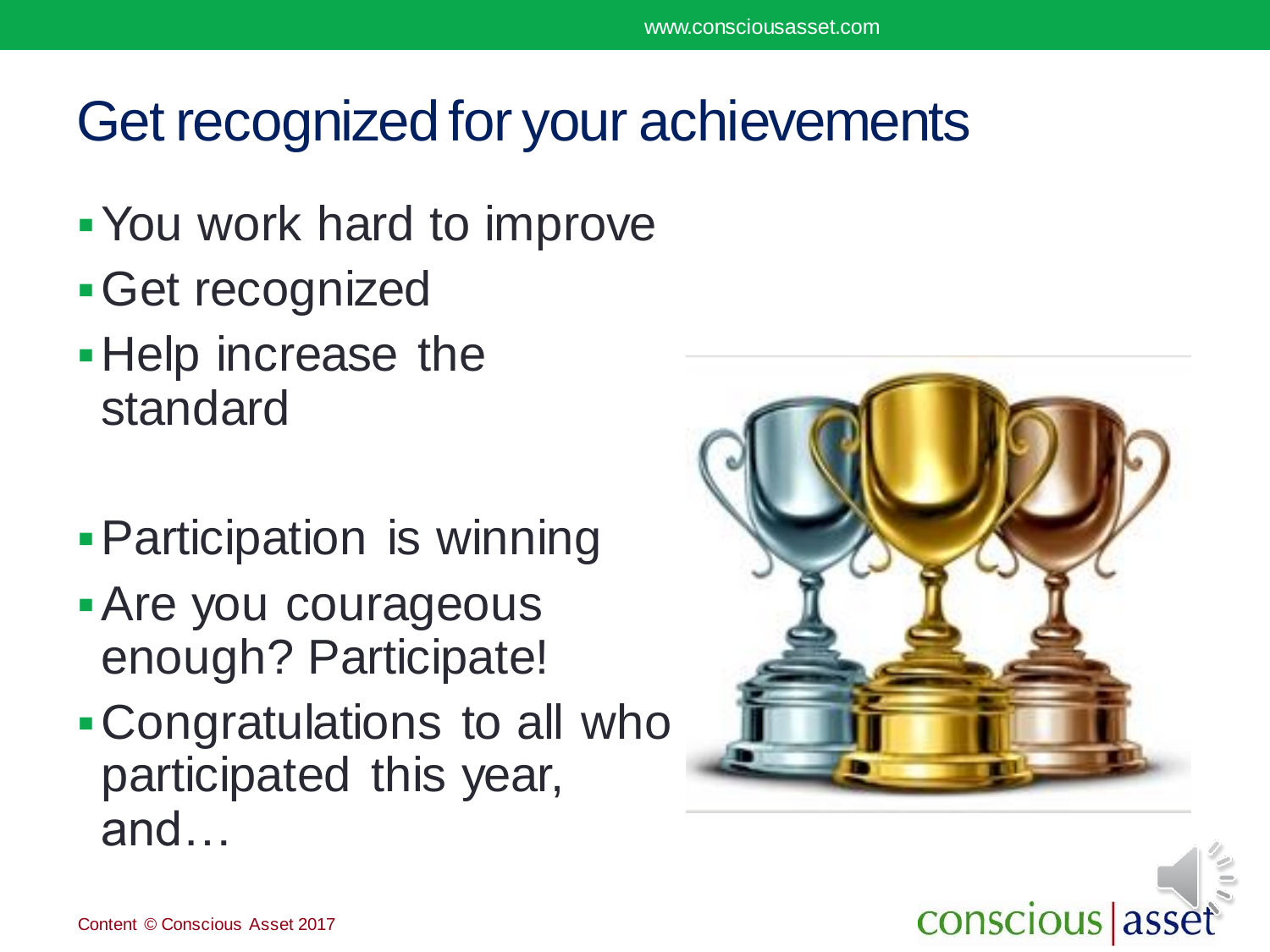# Get recognized for your achievements

- You work hard to improve
- Get recognized
- Help increase the standard

- Participation is winning
- Are you courageous enough? Participate!
- Congratulations to all who participated this year, and…

Content © Conscious Asset 2017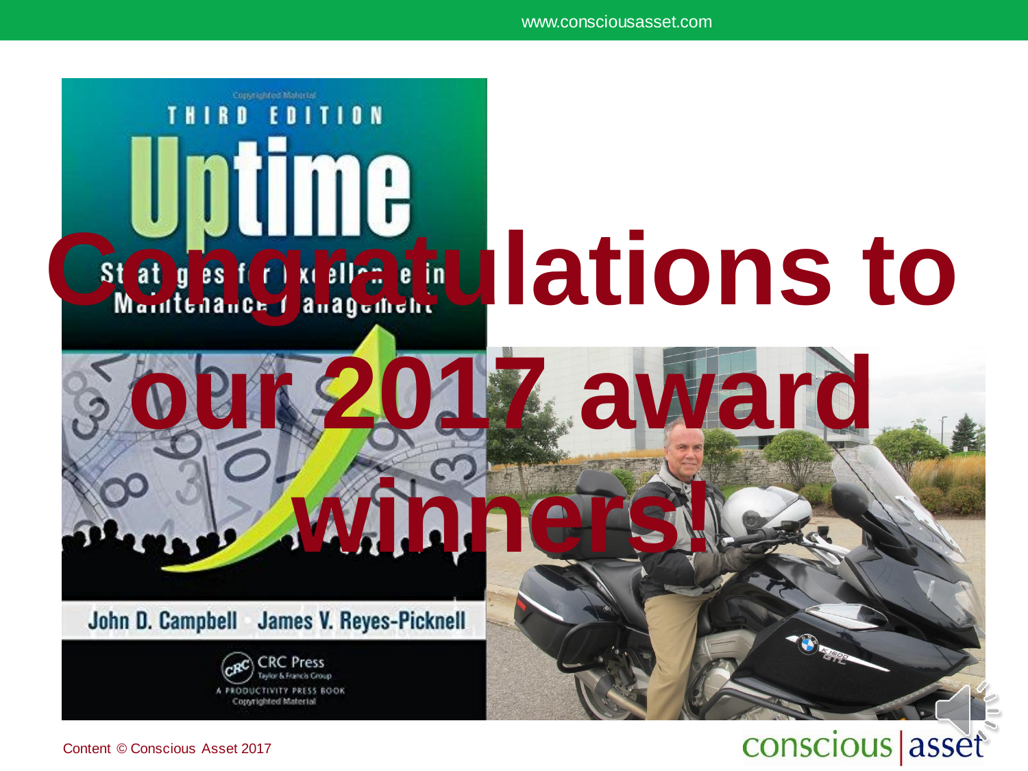# Congratulations to our 2017 award winners!

Content © Conscious Asset 2017